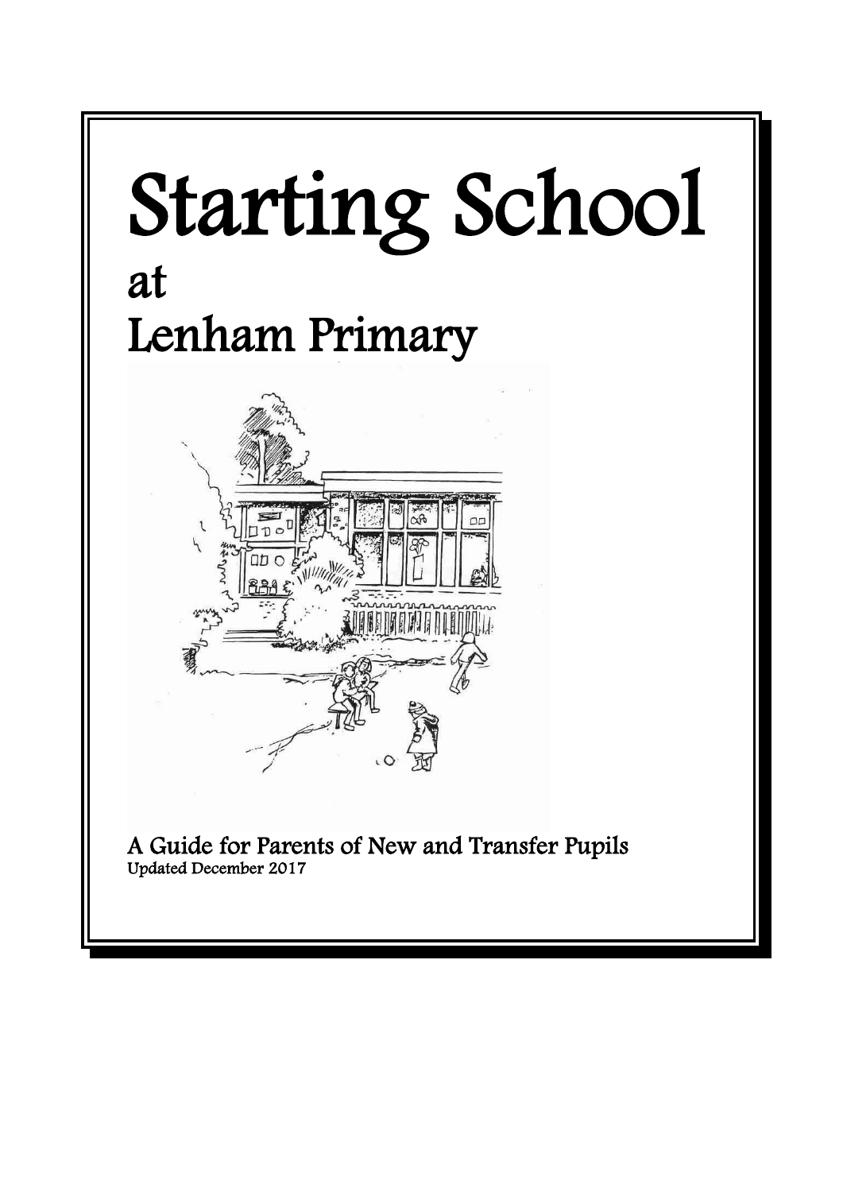# Starting School

## at

## Lenham Primary

A Guide for Parents of New and Transfer Pupils

Updated December 2017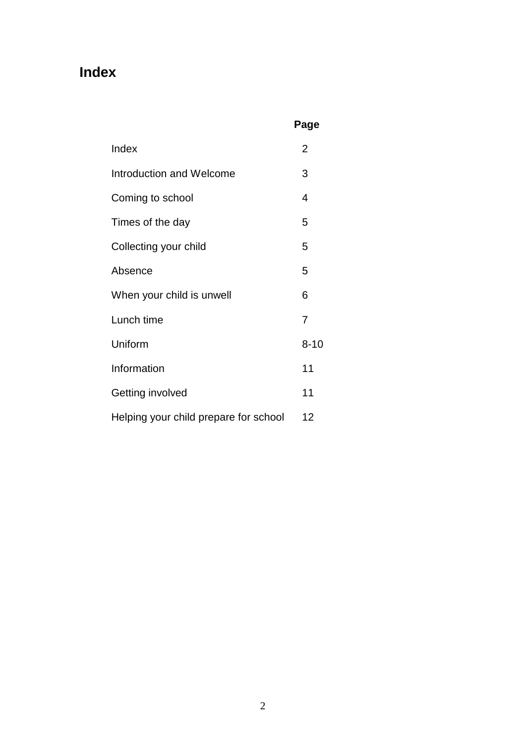# Index

| | Page |
|---|---|
| Index | 2 |
| Introduction and Welcome | 3 |
| Coming to school | 4 |
| Times of the day | 5 |
| Collecting your child | 5 |
| Absence | 5 |
| When your child is unwell | 6 |
| Lunch time | 7 |
| Uniform | 8-10 |
| Information | 11 |
| Getting involved | 11 |
| Helping your child prepare for school | 12 |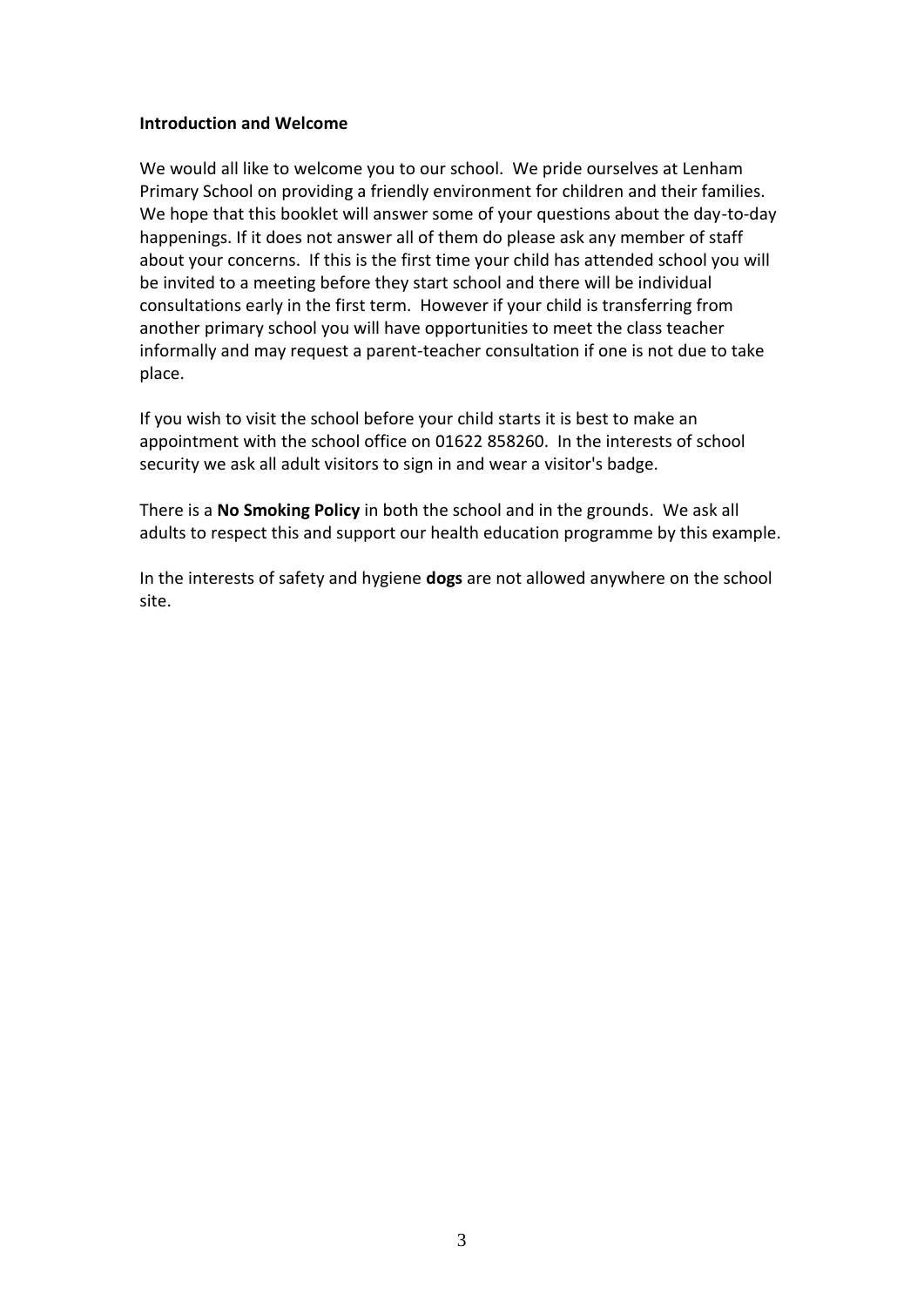**Introduction and Welcome**

We would all like to welcome you to our school. We pride ourselves at Lenham Primary School on providing a friendly environment for children and their families. We hope that this booklet will answer some of your questions about the day-to-day happenings. If it does not answer all of them do please ask any member of staff about your concerns. If this is the first time your child has attended school you will be invited to a meeting before they start school and there will be individual consultations early in the first term. However if your child is transferring from another primary school you will have opportunities to meet the class teacher informally and may request a parent-teacher consultation if one is not due to take place.

If you wish to visit the school before your child starts it is best to make an appointment with the school office on 01622 858260. In the interests of school security we ask all adult visitors to sign in and wear a visitor's badge.

There is a **No Smoking Policy** in both the school and in the grounds. We ask all adults to respect this and support our health education programme by this example.

In the interests of safety and hygiene **dogs** are not allowed anywhere on the school site.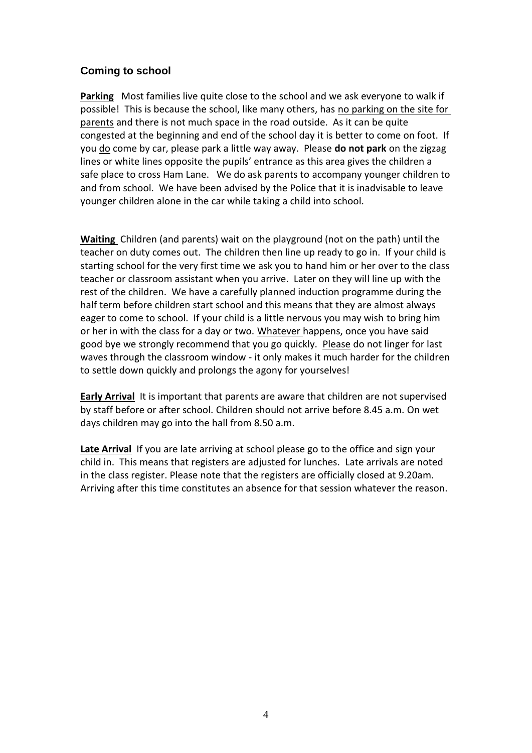## Coming to school

**Parking** Most families live quite close to the school and we ask everyone to walk if possible! This is because the school, like many others, has no parking on the site for parents and there is not much space in the road outside. As it can be quite congested at the beginning and end of the school day it is better to come on foot. If you do come by car, please park a little way away. Please **do not park** on the zigzag lines or white lines opposite the pupils' entrance as this area gives the children a safe place to cross Ham Lane. We do ask parents to accompany younger children to and from school. We have been advised by the Police that it is inadvisable to leave younger children alone in the car while taking a child into school.

**Waiting** Children (and parents) wait on the playground (not on the path) until the teacher on duty comes out. The children then line up ready to go in. If your child is starting school for the very first time we ask you to hand him or her over to the class teacher or classroom assistant when you arrive. Later on they will line up with the rest of the children. We have a carefully planned induction programme during the half term before children start school and this means that they are almost always eager to come to school. If your child is a little nervous you may wish to bring him or her in with the class for a day or two. Whatever happens, once you have said good bye we strongly recommend that you go quickly. Please do not linger for last waves through the classroom window - it only makes it much harder for the children to settle down quickly and prolongs the agony for yourselves!

**Early Arrival** It is important that parents are aware that children are not supervised by staff before or after school. Children should not arrive before 8.45 a.m. On wet days children may go into the hall from 8.50 a.m.

**Late Arrival** If you are late arriving at school please go to the office and sign your child in. This means that registers are adjusted for lunches. Late arrivals are noted in the class register. Please note that the registers are officially closed at 9.20am. Arriving after this time constitutes an absence for that session whatever the reason.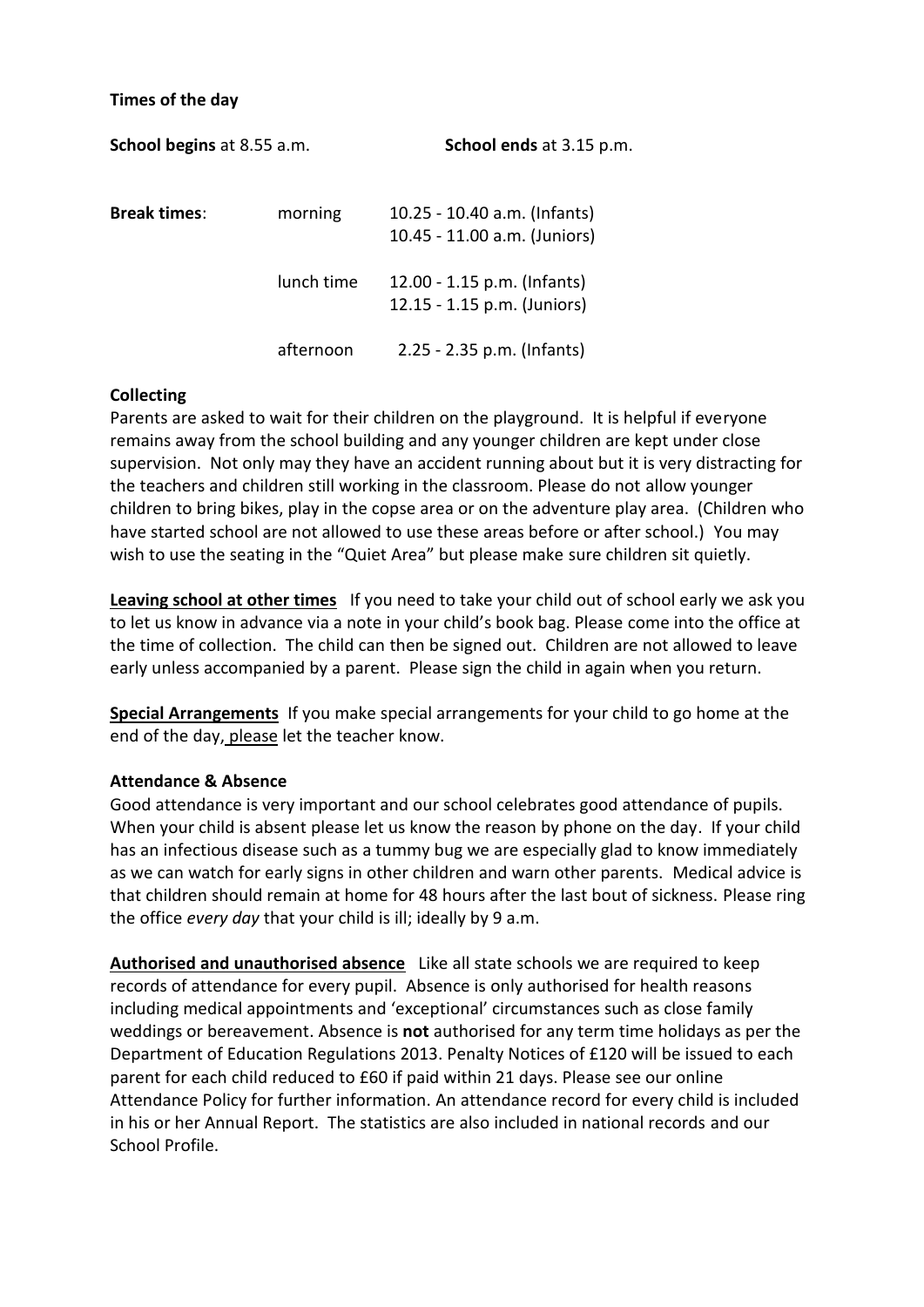**Times of the day**

**School begins** at 8.55 a.m. **School ends** at 3.15 p.m.

| **Break times**: | | |
|---|---|---|
| | morning | 10.25 - 10.40 a.m. (Infants)<br>10.45 - 11.00 a.m. (Juniors) |
| | lunch time | 12.00 - 1.15 p.m. (Infants)<br>12.15 - 1.15 p.m. (Juniors) |
| | afternoon | 2.25 - 2.35 p.m. (Infants) |

**Collecting**

Parents are asked to wait for their children on the playground. It is helpful if everyone remains away from the school building and any younger children are kept under close supervision. Not only may they have an accident running about but it is very distracting for the teachers and children still working in the classroom. Please do not allow younger children to bring bikes, play in the copse area or on the adventure play area. (Children who have started school are not allowed to use these areas before or after school.) You may wish to use the seating in the "Quiet Area" but please make sure children sit quietly.

**Leaving school at other times** If you need to take your child out of school early we ask you to let us know in advance via a note in your child's book bag. Please come into the office at the time of collection. The child can then be signed out. Children are not allowed to leave early unless accompanied by a parent. Please sign the child in again when you return.

**Special Arrangements** If you make special arrangements for your child to go home at the end of the day, please let the teacher know.

**Attendance & Absence**

Good attendance is very important and our school celebrates good attendance of pupils. When your child is absent please let us know the reason by phone on the day. If your child has an infectious disease such as a tummy bug we are especially glad to know immediately as we can watch for early signs in other children and warn other parents. Medical advice is that children should remain at home for 48 hours after the last bout of sickness. Please ring the office *every day* that your child is ill; ideally by 9 a.m.

**Authorised and unauthorised absence** Like all state schools we are required to keep records of attendance for every pupil. Absence is only authorised for health reasons including medical appointments and 'exceptional' circumstances such as close family weddings or bereavement. Absence is **not** authorised for any term time holidays as per the Department of Education Regulations 2013. Penalty Notices of £120 will be issued to each parent for each child reduced to £60 if paid within 21 days. Please see our online Attendance Policy for further information. An attendance record for every child is included in his or her Annual Report. The statistics are also included in national records and our School Profile.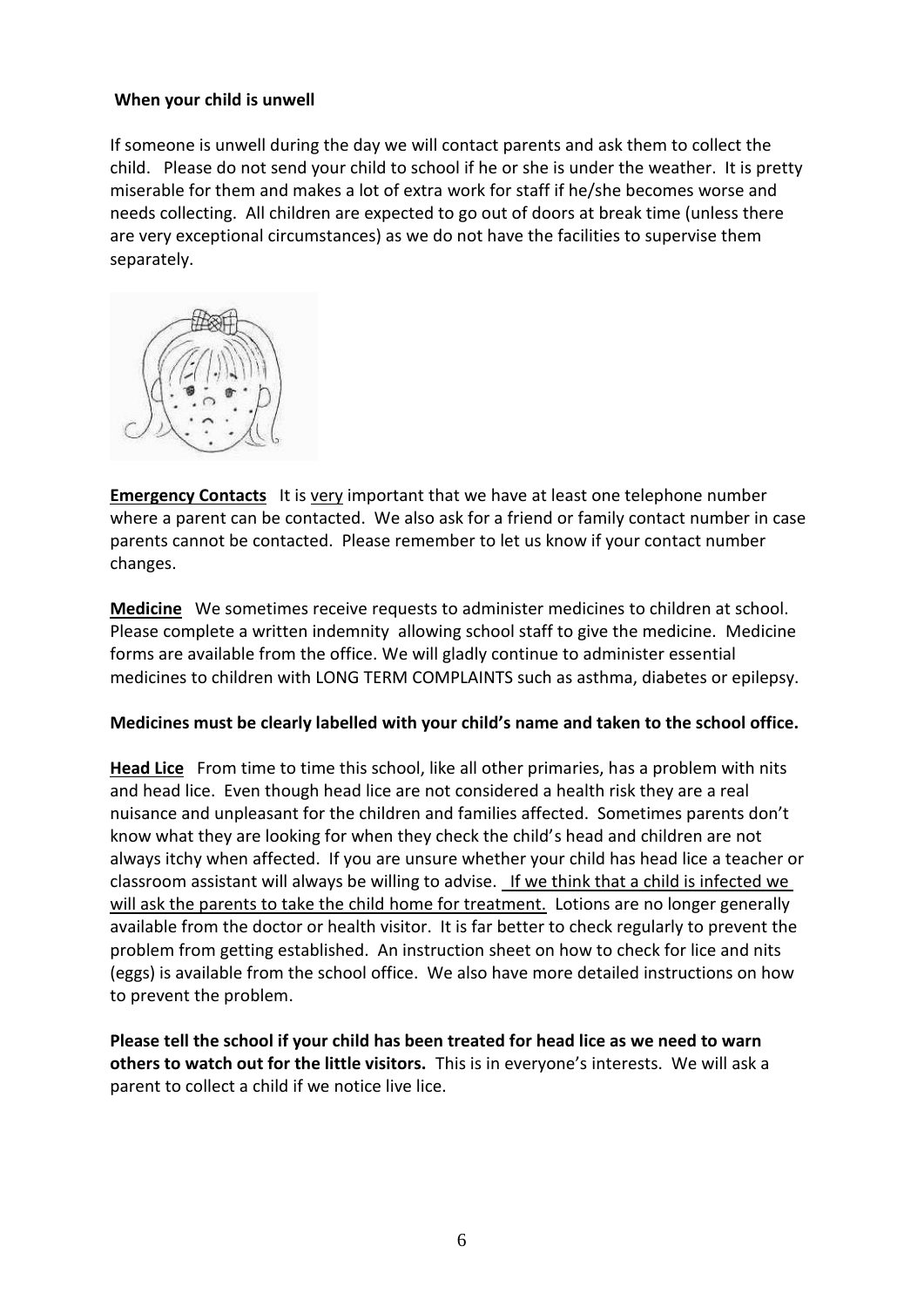**When your child is unwell**

If someone is unwell during the day we will contact parents and ask them to collect the child. Please do not send your child to school if he or she is under the weather. It is pretty miserable for them and makes a lot of extra work for staff if he/she becomes worse and needs collecting. All children are expected to go out of doors at break time (unless there are very exceptional circumstances) as we do not have the facilities to supervise them separately.

**Emergency Contacts** It is very important that we have at least one telephone number where a parent can be contacted. We also ask for a friend or family contact number in case parents cannot be contacted. Please remember to let us know if your contact number changes.

**Medicine** We sometimes receive requests to administer medicines to children at school. Please complete a written indemnity allowing school staff to give the medicine. Medicine forms are available from the office. We will gladly continue to administer essential medicines to children with LONG TERM COMPLAINTS such as asthma, diabetes or epilepsy.

**Medicines must be clearly labelled with your child's name and taken to the school office.**

**Head Lice** From time to time this school, like all other primaries, has a problem with nits and head lice. Even though head lice are not considered a health risk they are a real nuisance and unpleasant for the children and families affected. Sometimes parents don't know what they are looking for when they check the child's head and children are not always itchy when affected. If you are unsure whether your child has head lice a teacher or classroom assistant will always be willing to advise. If we think that a child is infected we will ask the parents to take the child home for treatment. Lotions are no longer generally available from the doctor or health visitor. It is far better to check regularly to prevent the problem from getting established. An instruction sheet on how to check for lice and nits (eggs) is available from the school office. We also have more detailed instructions on how to prevent the problem.

**Please tell the school if your child has been treated for head lice as we need to warn others to watch out for the little visitors.** This is in everyone's interests. We will ask a parent to collect a child if we notice live lice.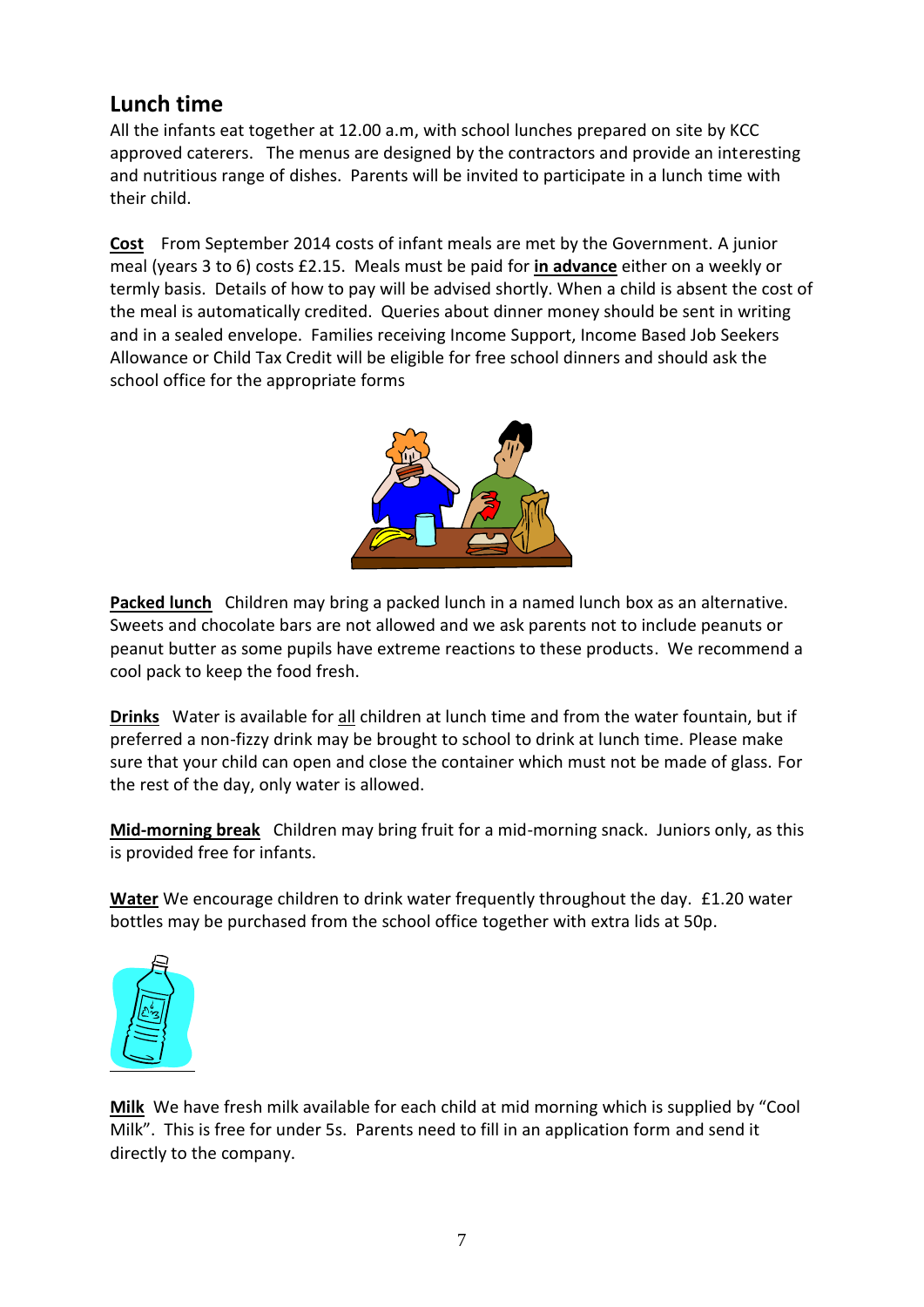## Lunch time

All the infants eat together at 12.00 a.m, with school lunches prepared on site by KCC approved caterers. The menus are designed by the contractors and provide an interesting and nutritious range of dishes. Parents will be invited to participate in a lunch time with their child.

**Cost** From September 2014 costs of infant meals are met by the Government. A junior meal (years 3 to 6) costs £2.15. Meals must be paid for **in advance** either on a weekly or termly basis. Details of how to pay will be advised shortly. When a child is absent the cost of the meal is automatically credited. Queries about dinner money should be sent in writing and in a sealed envelope. Families receiving Income Support, Income Based Job Seekers Allowance or Child Tax Credit will be eligible for free school dinners and should ask the school office for the appropriate forms

**Packed lunch** Children may bring a packed lunch in a named lunch box as an alternative. Sweets and chocolate bars are not allowed and we ask parents not to include peanuts or peanut butter as some pupils have extreme reactions to these products. We recommend a cool pack to keep the food fresh.

**Drinks** Water is available for all children at lunch time and from the water fountain, but if preferred a non-fizzy drink may be brought to school to drink at lunch time. Please make sure that your child can open and close the container which must not be made of glass. For the rest of the day, only water is allowed.

**Mid-morning break** Children may bring fruit for a mid-morning snack. Juniors only, as this is provided free for infants.

**Water** We encourage children to drink water frequently throughout the day. £1.20 water bottles may be purchased from the school office together with extra lids at 50p.

**Milk** We have fresh milk available for each child at mid morning which is supplied by "Cool Milk". This is free for under 5s. Parents need to fill in an application form and send it directly to the company.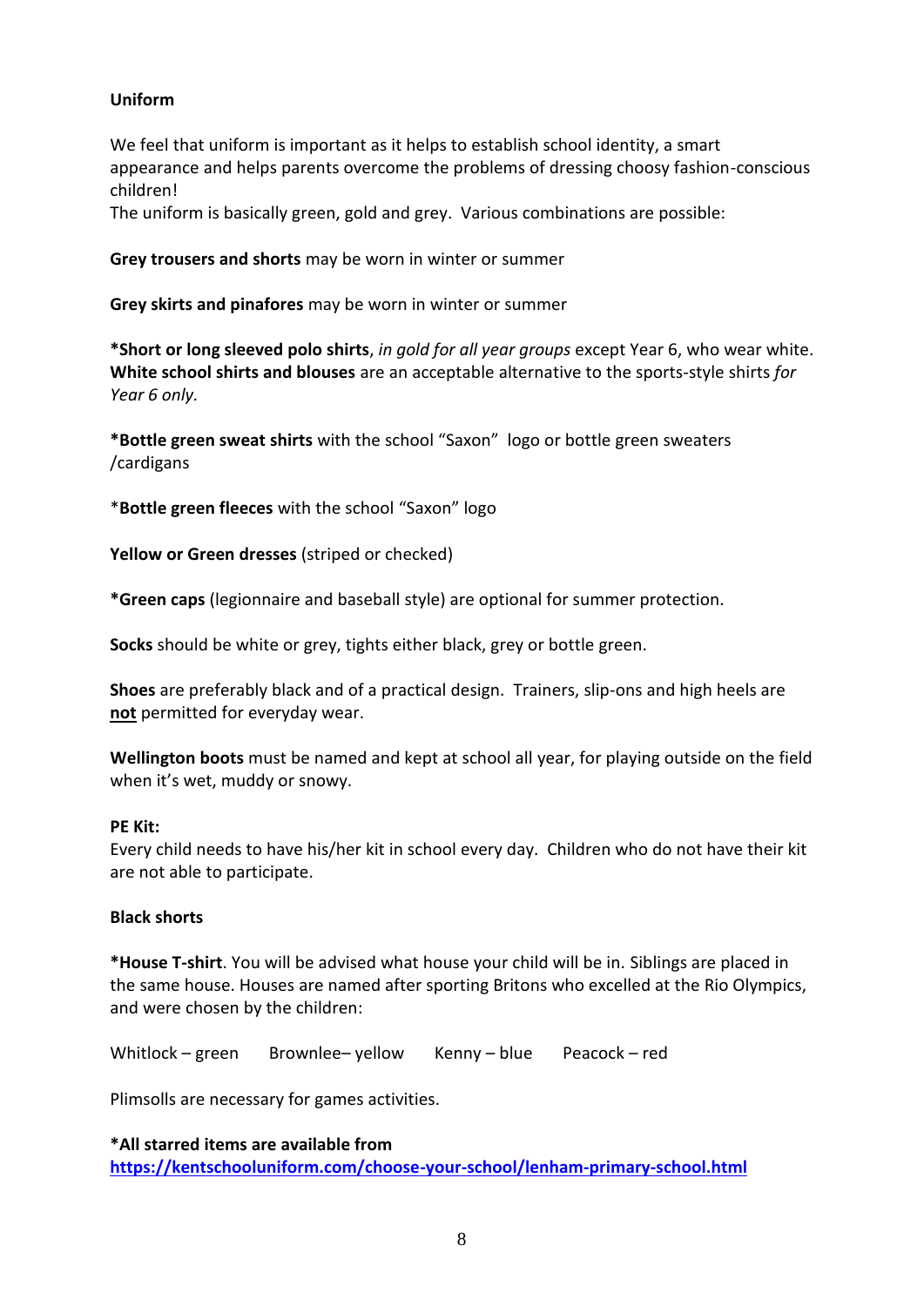## Uniform

We feel that uniform is important as it helps to establish school identity, a smart appearance and helps parents overcome the problems of dressing choosy fashion-conscious children!
The uniform is basically green, gold and grey. Various combinations are possible:

**Grey trousers and shorts** may be worn in winter or summer

**Grey skirts and pinafores** may be worn in winter or summer

**\*Short or long sleeved polo shirts**, *in gold for all year groups* except Year 6, who wear white. **White school shirts and blouses** are an acceptable alternative to the sports-style shirts *for Year 6 only.*

**\*Bottle green sweat shirts** with the school "Saxon" logo or bottle green sweaters /cardigans

\***Bottle green fleeces** with the school "Saxon" logo

**Yellow or Green dresses** (striped or checked)

**\*Green caps** (legionnaire and baseball style) are optional for summer protection.

**Socks** should be white or grey, tights either black, grey or bottle green.

**Shoes** are preferably black and of a practical design. Trainers, slip-ons and high heels are <u>**not**</u> permitted for everyday wear.

**Wellington boots** must be named and kept at school all year, for playing outside on the field when it's wet, muddy or snowy.

**PE Kit:**
Every child needs to have his/her kit in school every day. Children who do not have their kit are not able to participate.

**Black shorts**

**\*House T-shirt**. You will be advised what house your child will be in. Siblings are placed in the same house. Houses are named after sporting Britons who excelled at the Rio Olympics, and were chosen by the children:

Whitlock – green    Brownlee– yellow    Kenny – blue    Peacock – red

Plimsolls are necessary for games activities.

**\*All starred items are available from**
**[https://kentschooluniform.com/choose-your-school/lenham-primary-school.html](https://kentschooluniform.com/choose-your-school/lenham-primary-school.html)**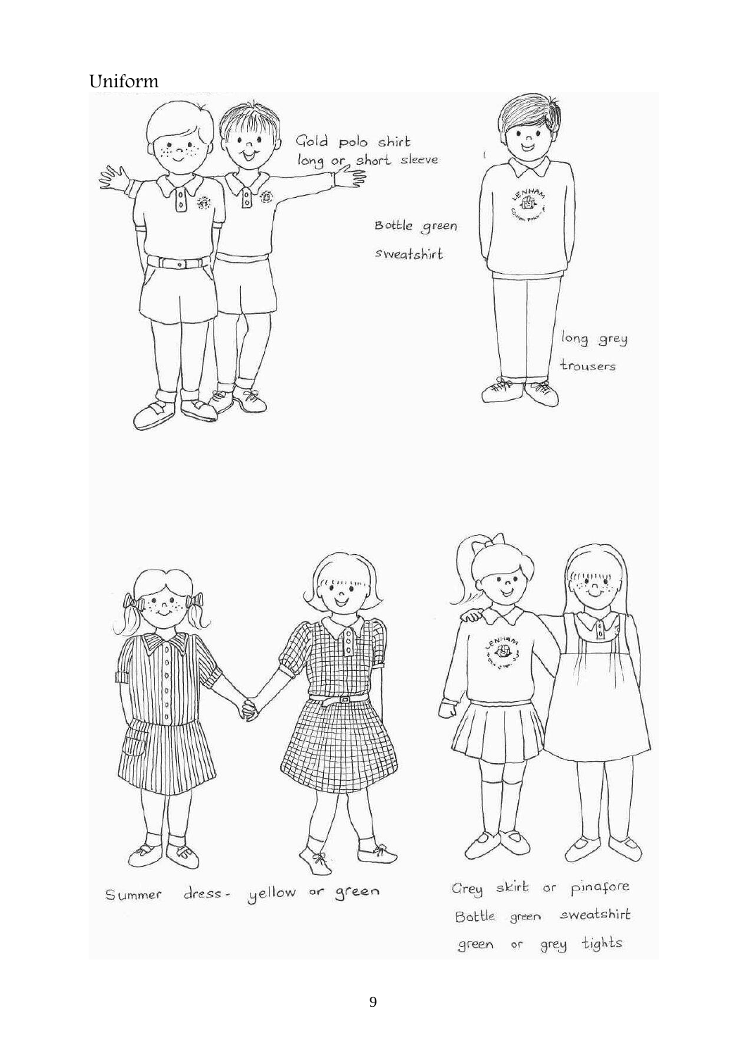# Uniform

Gold polo shirt long or short sleeve

Bottle green sweatshirt

long grey trousers

Summer dress - yellow or green

Grey skirt or pinafore
Bottle green sweatshirt
green or grey tights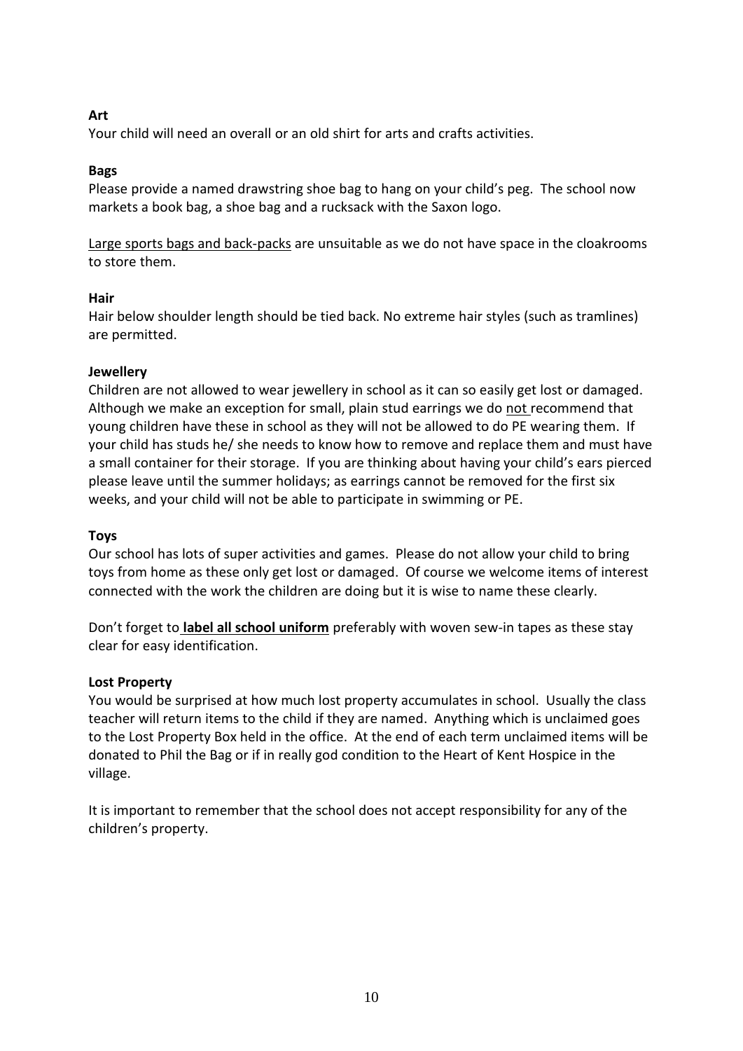**Art**

Your child will need an overall or an old shirt for arts and crafts activities.

**Bags**

Please provide a named drawstring shoe bag to hang on your child's peg. The school now markets a book bag, a shoe bag and a rucksack with the Saxon logo.

Large sports bags and back-packs are unsuitable as we do not have space in the cloakrooms to store them.

**Hair**

Hair below shoulder length should be tied back. No extreme hair styles (such as tramlines) are permitted.

**Jewellery**

Children are not allowed to wear jewellery in school as it can so easily get lost or damaged. Although we make an exception for small, plain stud earrings we do not recommend that young children have these in school as they will not be allowed to do PE wearing them. If your child has studs he/ she needs to know how to remove and replace them and must have a small container for their storage. If you are thinking about having your child's ears pierced please leave until the summer holidays; as earrings cannot be removed for the first six weeks, and your child will not be able to participate in swimming or PE.

**Toys**

Our school has lots of super activities and games. Please do not allow your child to bring toys from home as these only get lost or damaged. Of course we welcome items of interest connected with the work the children are doing but it is wise to name these clearly.

Don't forget to **label all school uniform** preferably with woven sew-in tapes as these stay clear for easy identification.

**Lost Property**

You would be surprised at how much lost property accumulates in school. Usually the class teacher will return items to the child if they are named. Anything which is unclaimed goes to the Lost Property Box held in the office. At the end of each term unclaimed items will be donated to Phil the Bag or if in really god condition to the Heart of Kent Hospice in the village.

It is important to remember that the school does not accept responsibility for any of the children's property.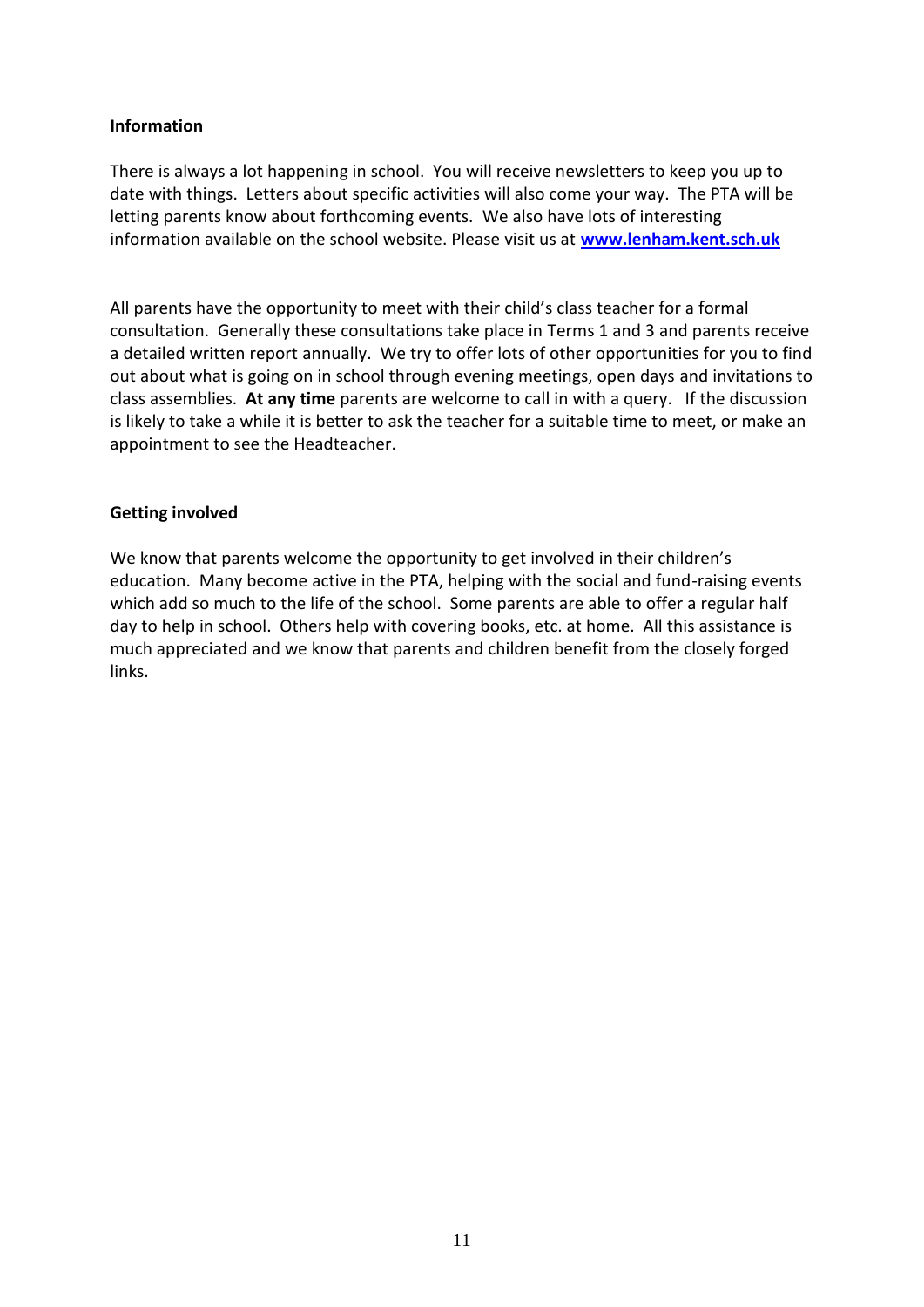**Information**

There is always a lot happening in school. You will receive newsletters to keep you up to date with things. Letters about specific activities will also come your way. The PTA will be letting parents know about forthcoming events. We also have lots of interesting information available on the school website. Please visit us at **[www.lenham.kent.sch.uk](http://www.lenham.kent.sch.uk)**

All parents have the opportunity to meet with their child's class teacher for a formal consultation. Generally these consultations take place in Terms 1 and 3 and parents receive a detailed written report annually. We try to offer lots of other opportunities for you to find out about what is going on in school through evening meetings, open days and invitations to class assemblies. **At any time** parents are welcome to call in with a query. If the discussion is likely to take a while it is better to ask the teacher for a suitable time to meet, or make an appointment to see the Headteacher.

**Getting involved**

We know that parents welcome the opportunity to get involved in their children's education. Many become active in the PTA, helping with the social and fund-raising events which add so much to the life of the school. Some parents are able to offer a regular half day to help in school. Others help with covering books, etc. at home. All this assistance is much appreciated and we know that parents and children benefit from the closely forged links.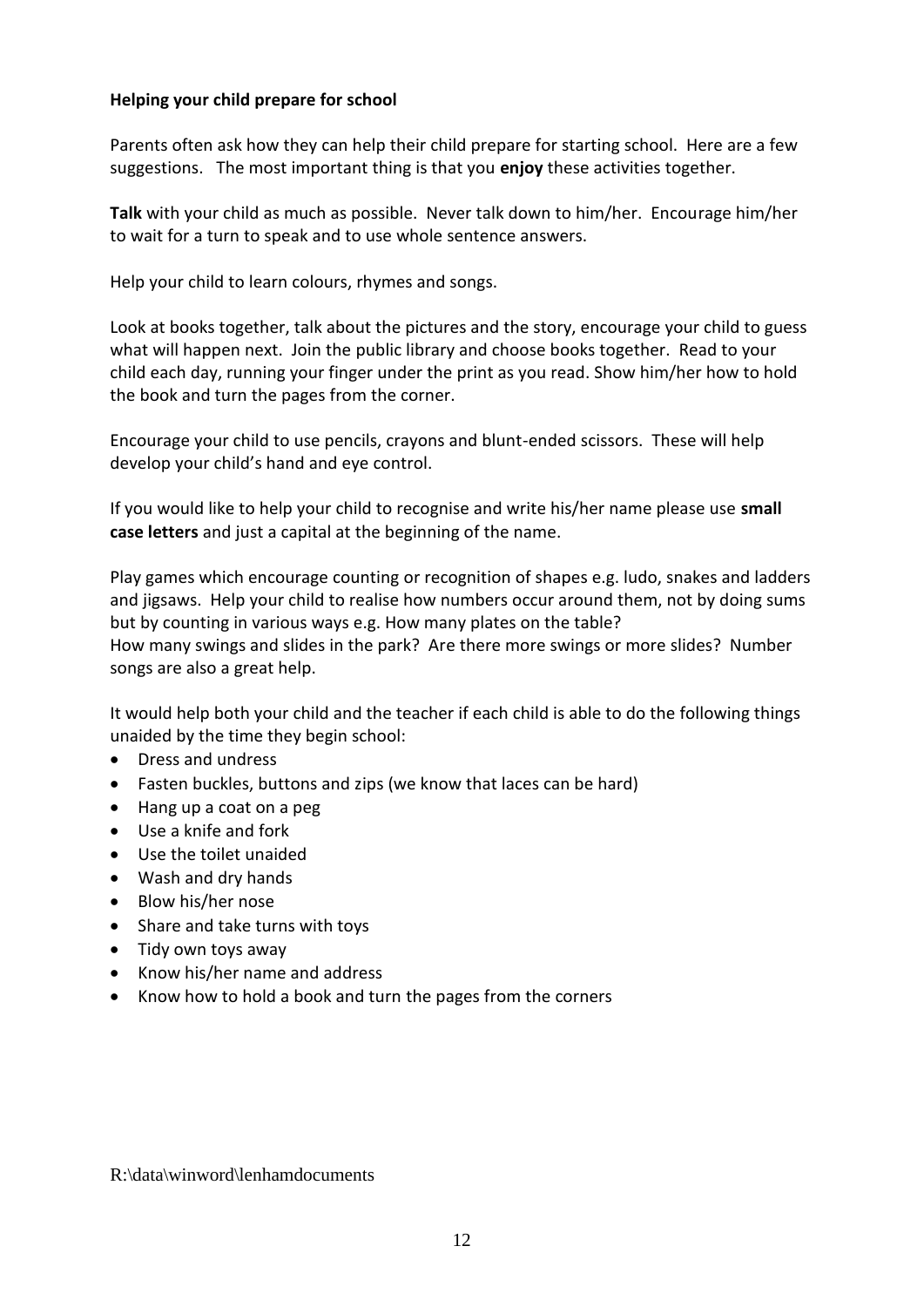**Helping your child prepare for school**

Parents often ask how they can help their child prepare for starting school. Here are a few suggestions. The most important thing is that you **enjoy** these activities together.

**Talk** with your child as much as possible. Never talk down to him/her. Encourage him/her to wait for a turn to speak and to use whole sentence answers.

Help your child to learn colours, rhymes and songs.

Look at books together, talk about the pictures and the story, encourage your child to guess what will happen next. Join the public library and choose books together. Read to your child each day, running your finger under the print as you read. Show him/her how to hold the book and turn the pages from the corner.

Encourage your child to use pencils, crayons and blunt-ended scissors. These will help develop your child's hand and eye control.

If you would like to help your child to recognise and write his/her name please use **small case letters** and just a capital at the beginning of the name.

Play games which encourage counting or recognition of shapes e.g. ludo, snakes and ladders and jigsaws. Help your child to realise how numbers occur around them, not by doing sums but by counting in various ways e.g. How many plates on the table?
How many swings and slides in the park? Are there more swings or more slides? Number songs are also a great help.

It would help both your child and the teacher if each child is able to do the following things unaided by the time they begin school:

- Dress and undress
- Fasten buckles, buttons and zips (we know that laces can be hard)
- Hang up a coat on a peg
- Use a knife and fork
- Use the toilet unaided
- Wash and dry hands
- Blow his/her nose
- Share and take turns with toys
- Tidy own toys away
- Know his/her name and address
- Know how to hold a book and turn the pages from the corners

R:\data\winword\lenhamdocuments